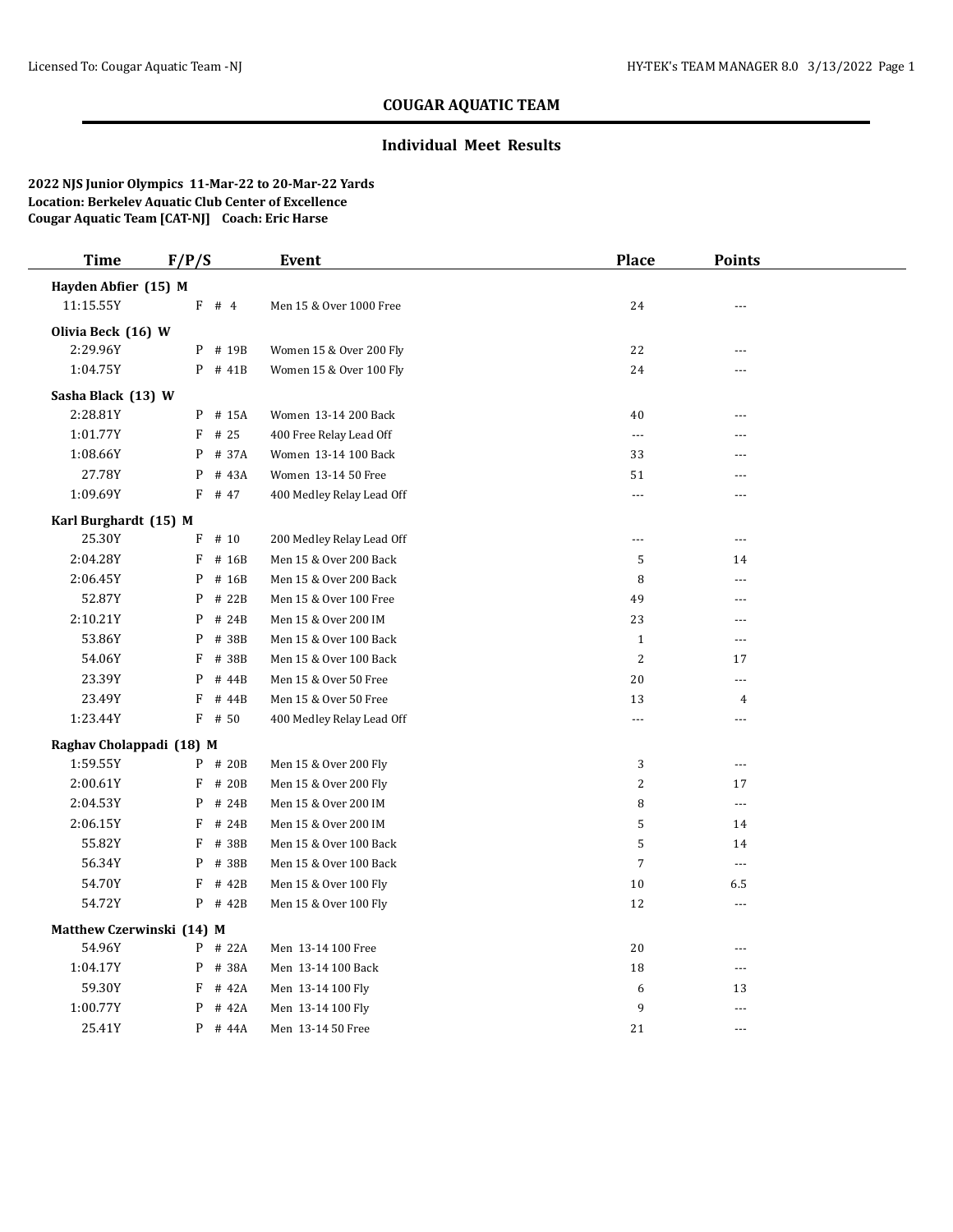# COUGAR AQUATIC TEAM

## Individual Meet Results

**2022 NJS Junior Olympics 11-Mar-22 to 20-Mar-22 Yards**
**Location: Berkeley Aquatic Club Center of Excellence**
**Cougar Aquatic Team [CAT-NJ] Coach: Eric Harse**

| Time | F/P/S | | Event | Place | Points |
|---|---|---|---|---|---|
| **Hayden Abfier (15) M** | | | | | |
| 11:15.55Y | F | # 4 | Men 15 & Over 1000 Free | 24 | --- |
| **Olivia Beck (16) W** | | | | | |
| 2:29.96Y | P | # 19B | Women 15 & Over 200 Fly | 22 | --- |
| 1:04.75Y | P | # 41B | Women 15 & Over 100 Fly | 24 | --- |
| **Sasha Black (13) W** | | | | | |
| 2:28.81Y | P | # 15A | Women 13-14 200 Back | 40 | --- |
| 1:01.77Y | F | # 25 | 400 Free Relay Lead Off | --- | --- |
| 1:08.66Y | P | # 37A | Women 13-14 100 Back | 33 | --- |
| 27.78Y | P | # 43A | Women 13-14 50 Free | 51 | --- |
| 1:09.69Y | F | # 47 | 400 Medley Relay Lead Off | --- | --- |
| **Karl Burghardt (15) M** | | | | | |
| 25.30Y | F | # 10 | 200 Medley Relay Lead Off | --- | --- |
| 2:04.28Y | F | # 16B | Men 15 & Over 200 Back | 5 | 14 |
| 2:06.45Y | P | # 16B | Men 15 & Over 200 Back | 8 | --- |
| 52.87Y | P | # 22B | Men 15 & Over 100 Free | 49 | --- |
| 2:10.21Y | P | # 24B | Men 15 & Over 200 IM | 23 | --- |
| 53.86Y | P | # 38B | Men 15 & Over 100 Back | 1 | --- |
| 54.06Y | F | # 38B | Men 15 & Over 100 Back | 2 | 17 |
| 23.39Y | P | # 44B | Men 15 & Over 50 Free | 20 | --- |
| 23.49Y | F | # 44B | Men 15 & Over 50 Free | 13 | 4 |
| 1:23.44Y | F | # 50 | 400 Medley Relay Lead Off | --- | --- |
| **Raghav Cholappadi (18) M** | | | | | |
| 1:59.55Y | P | # 20B | Men 15 & Over 200 Fly | 3 | --- |
| 2:00.61Y | F | # 20B | Men 15 & Over 200 Fly | 2 | 17 |
| 2:04.53Y | P | # 24B | Men 15 & Over 200 IM | 8 | --- |
| 2:06.15Y | F | # 24B | Men 15 & Over 200 IM | 5 | 14 |
| 55.82Y | F | # 38B | Men 15 & Over 100 Back | 5 | 14 |
| 56.34Y | P | # 38B | Men 15 & Over 100 Back | 7 | --- |
| 54.70Y | F | # 42B | Men 15 & Over 100 Fly | 10 | 6.5 |
| 54.72Y | P | # 42B | Men 15 & Over 100 Fly | 12 | --- |
| **Matthew Czerwinski (14) M** | | | | | |
| 54.96Y | P | # 22A | Men 13-14 100 Free | 20 | --- |
| 1:04.17Y | P | # 38A | Men 13-14 100 Back | 18 | --- |
| 59.30Y | F | # 42A | Men 13-14 100 Fly | 6 | 13 |
| 1:00.77Y | P | # 42A | Men 13-14 100 Fly | 9 | --- |
| 25.41Y | P | # 44A | Men 13-14 50 Free | 21 | --- |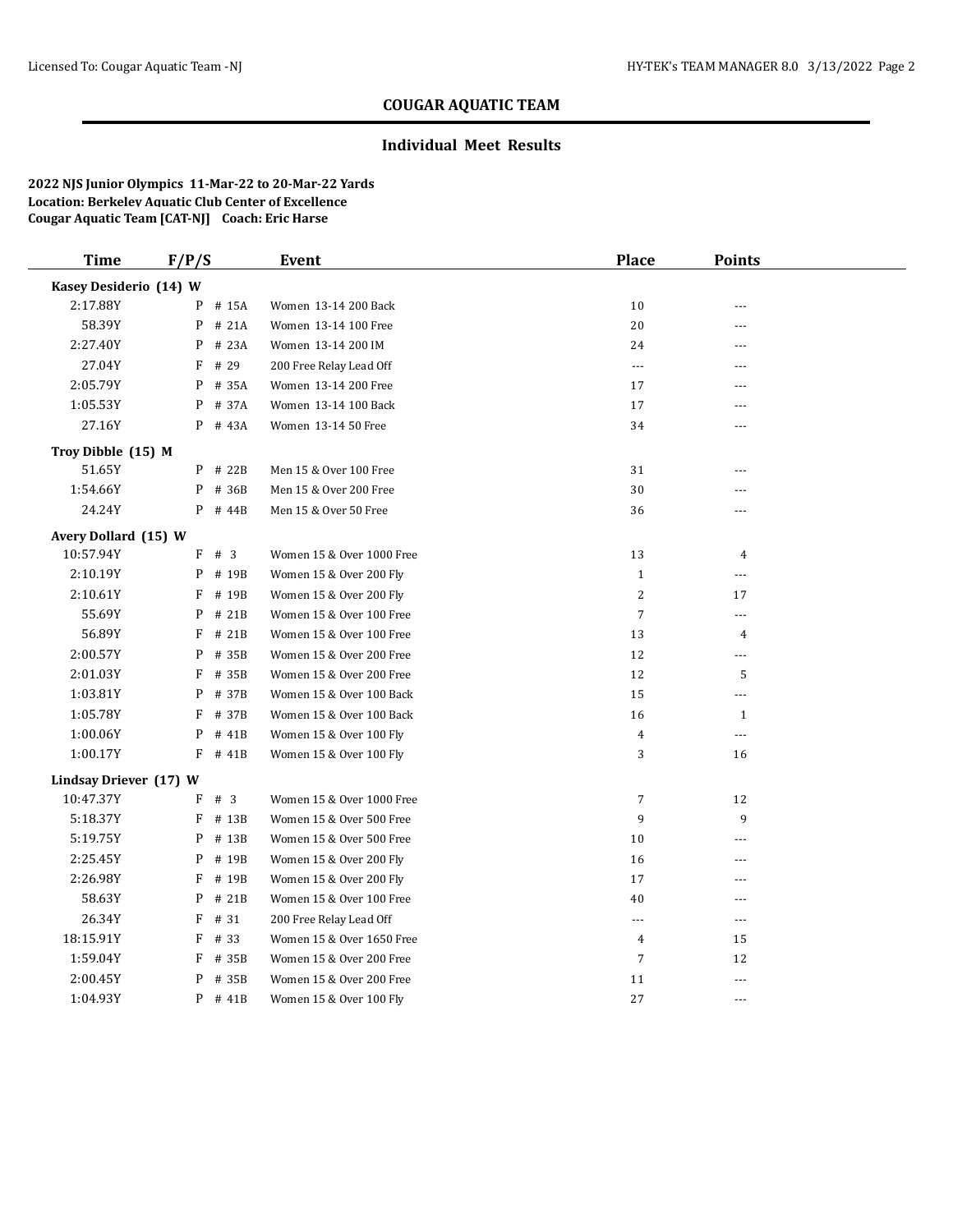## COUGAR AQUATIC TEAM

### Individual Meet Results

**2022 NJS Junior Olympics 11-Mar-22 to 20-Mar-22 Yards**
**Location: Berkeley Aquatic Club Center of Excellence**
**Cougar Aquatic Team [CAT-NJ] Coach: Eric Harse**

| Time | F/P/S | | Event | Place | Points |
|---|---|---|---|---|---|
| **Kasey Desiderio (14) W** | | | | | |
| 2:17.88Y | P | # 15A | Women 13-14 200 Back | 10 | --- |
| 58.39Y | P | # 21A | Women 13-14 100 Free | 20 | --- |
| 2:27.40Y | P | # 23A | Women 13-14 200 IM | 24 | --- |
| 27.04Y | F | # 29 | 200 Free Relay Lead Off | --- | --- |
| 2:05.79Y | P | # 35A | Women 13-14 200 Free | 17 | --- |
| 1:05.53Y | P | # 37A | Women 13-14 100 Back | 17 | --- |
| 27.16Y | P | # 43A | Women 13-14 50 Free | 34 | --- |
| **Troy Dibble (15) M** | | | | | |
| 51.65Y | P | # 22B | Men 15 & Over 100 Free | 31 | --- |
| 1:54.66Y | P | # 36B | Men 15 & Over 200 Free | 30 | --- |
| 24.24Y | P | # 44B | Men 15 & Over 50 Free | 36 | --- |
| **Avery Dollard (15) W** | | | | | |
| 10:57.94Y | F | # 3 | Women 15 & Over 1000 Free | 13 | 4 |
| 2:10.19Y | P | # 19B | Women 15 & Over 200 Fly | 1 | --- |
| 2:10.61Y | F | # 19B | Women 15 & Over 200 Fly | 2 | 17 |
| 55.69Y | P | # 21B | Women 15 & Over 100 Free | 7 | --- |
| 56.89Y | F | # 21B | Women 15 & Over 100 Free | 13 | 4 |
| 2:00.57Y | P | # 35B | Women 15 & Over 200 Free | 12 | --- |
| 2:01.03Y | F | # 35B | Women 15 & Over 200 Free | 12 | 5 |
| 1:03.81Y | P | # 37B | Women 15 & Over 100 Back | 15 | --- |
| 1:05.78Y | F | # 37B | Women 15 & Over 100 Back | 16 | 1 |
| 1:00.06Y | P | # 41B | Women 15 & Over 100 Fly | 4 | --- |
| 1:00.17Y | F | # 41B | Women 15 & Over 100 Fly | 3 | 16 |
| **Lindsay Driever (17) W** | | | | | |
| 10:47.37Y | F | # 3 | Women 15 & Over 1000 Free | 7 | 12 |
| 5:18.37Y | F | # 13B | Women 15 & Over 500 Free | 9 | 9 |
| 5:19.75Y | P | # 13B | Women 15 & Over 500 Free | 10 | --- |
| 2:25.45Y | P | # 19B | Women 15 & Over 200 Fly | 16 | --- |
| 2:26.98Y | F | # 19B | Women 15 & Over 200 Fly | 17 | --- |
| 58.63Y | P | # 21B | Women 15 & Over 100 Free | 40 | --- |
| 26.34Y | F | # 31 | 200 Free Relay Lead Off | --- | --- |
| 18:15.91Y | F | # 33 | Women 15 & Over 1650 Free | 4 | 15 |
| 1:59.04Y | F | # 35B | Women 15 & Over 200 Free | 7 | 12 |
| 2:00.45Y | P | # 35B | Women 15 & Over 200 Free | 11 | --- |
| 1:04.93Y | P | # 41B | Women 15 & Over 100 Fly | 27 | --- |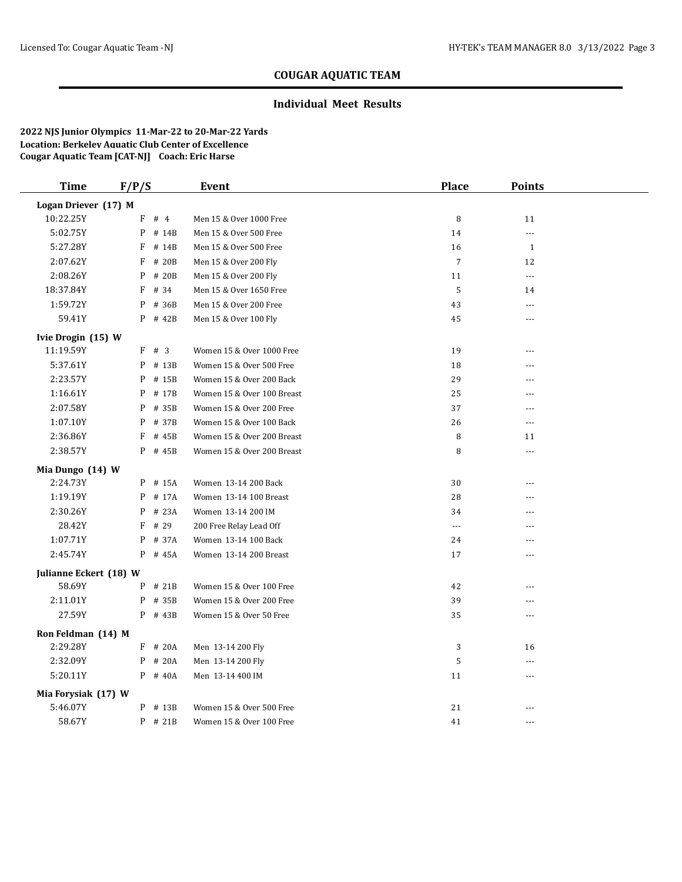## COUGAR AQUATIC TEAM

### Individual Meet Results

**2022 NJS Junior Olympics 11-Mar-22 to 20-Mar-22 Yards**
**Location: Berkeley Aquatic Club Center of Excellence**
**Cougar Aquatic Team [CAT-NJ] Coach: Eric Harse**

| Time | F/P/S | | Event | Place | Points |
|---|---|---|---|---|---|
| **Logan Driever (17) M** | | | | | |
| 10:22.25Y | F | # 4 | Men 15 & Over 1000 Free | 8 | 11 |
| 5:02.75Y | P | # 14B | Men 15 & Over 500 Free | 14 | --- |
| 5:27.28Y | F | # 14B | Men 15 & Over 500 Free | 16 | 1 |
| 2:07.62Y | F | # 20B | Men 15 & Over 200 Fly | 7 | 12 |
| 2:08.26Y | P | # 20B | Men 15 & Over 200 Fly | 11 | --- |
| 18:37.84Y | F | # 34 | Men 15 & Over 1650 Free | 5 | 14 |
| 1:59.72Y | P | # 36B | Men 15 & Over 200 Free | 43 | --- |
| 59.41Y | P | # 42B | Men 15 & Over 100 Fly | 45 | --- |
| **Ivie Drogin (15) W** | | | | | |
| 11:19.59Y | F | # 3 | Women 15 & Over 1000 Free | 19 | --- |
| 5:37.61Y | P | # 13B | Women 15 & Over 500 Free | 18 | --- |
| 2:23.57Y | P | # 15B | Women 15 & Over 200 Back | 29 | --- |
| 1:16.61Y | P | # 17B | Women 15 & Over 100 Breast | 25 | --- |
| 2:07.58Y | P | # 35B | Women 15 & Over 200 Free | 37 | --- |
| 1:07.10Y | P | # 37B | Women 15 & Over 100 Back | 26 | --- |
| 2:36.86Y | F | # 45B | Women 15 & Over 200 Breast | 8 | 11 |
| 2:38.57Y | P | # 45B | Women 15 & Over 200 Breast | 8 | --- |
| **Mia Dungo (14) W** | | | | | |
| 2:24.73Y | P | # 15A | Women 13-14 200 Back | 30 | --- |
| 1:19.19Y | P | # 17A | Women 13-14 100 Breast | 28 | --- |
| 2:30.26Y | P | # 23A | Women 13-14 200 IM | 34 | --- |
| 28.42Y | F | # 29 | 200 Free Relay Lead Off | --- | --- |
| 1:07.71Y | P | # 37A | Women 13-14 100 Back | 24 | --- |
| 2:45.74Y | P | # 45A | Women 13-14 200 Breast | 17 | --- |
| **Julianne Eckert (18) W** | | | | | |
| 58.69Y | P | # 21B | Women 15 & Over 100 Free | 42 | --- |
| 2:11.01Y | P | # 35B | Women 15 & Over 200 Free | 39 | --- |
| 27.59Y | P | # 43B | Women 15 & Over 50 Free | 35 | --- |
| **Ron Feldman (14) M** | | | | | |
| 2:29.28Y | F | # 20A | Men 13-14 200 Fly | 3 | 16 |
| 2:32.09Y | P | # 20A | Men 13-14 200 Fly | 5 | --- |
| 5:20.11Y | P | # 40A | Men 13-14 400 IM | 11 | --- |
| **Mia Forysiak (17) W** | | | | | |
| 5:46.07Y | P | # 13B | Women 15 & Over 500 Free | 21 | --- |
| 58.67Y | P | # 21B | Women 15 & Over 100 Free | 41 | --- |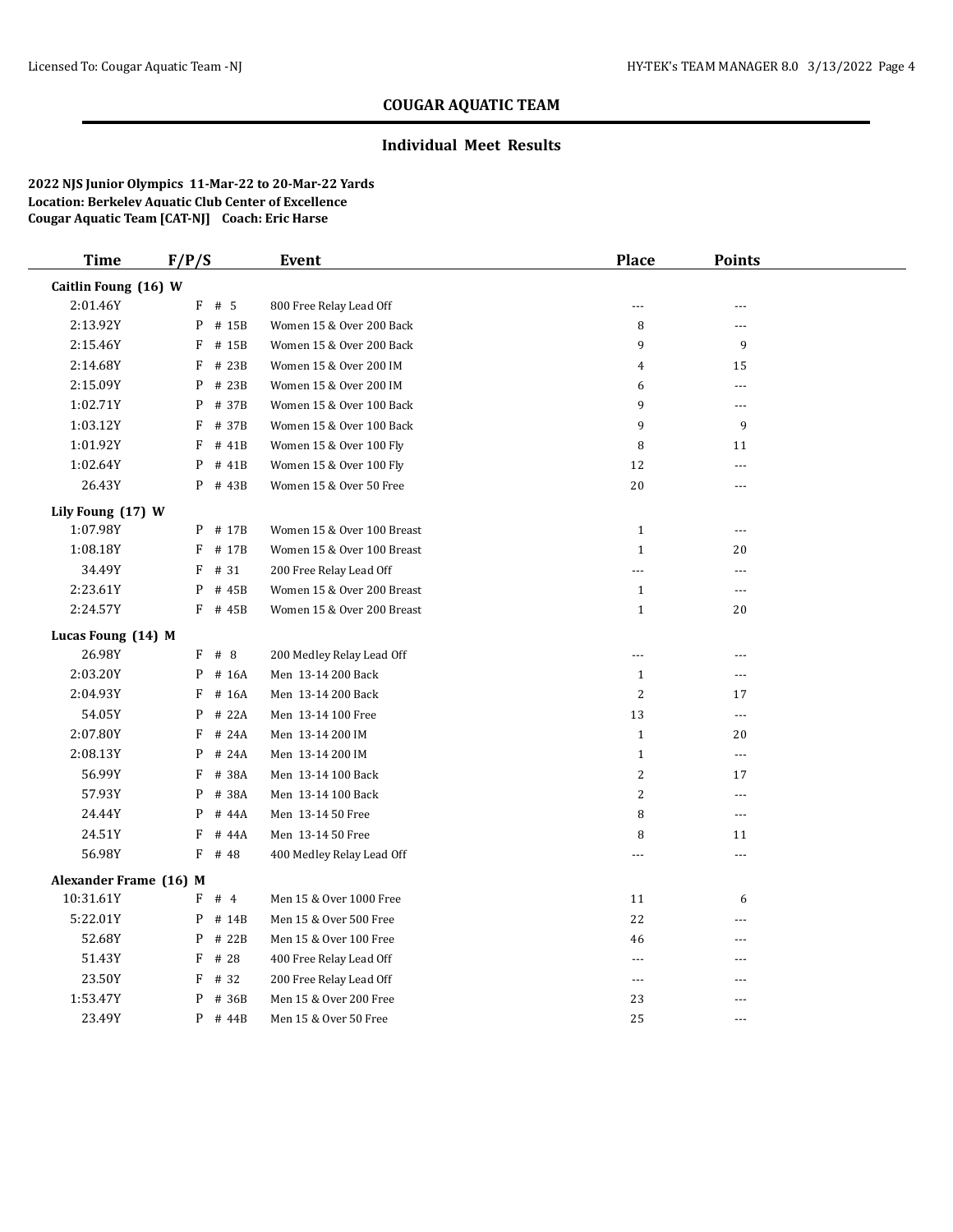## COUGAR AQUATIC TEAM

### Individual Meet Results

**2022 NJS Junior Olympics 11-Mar-22 to 20-Mar-22 Yards**
**Location: Berkeley Aquatic Club Center of Excellence**
**Cougar Aquatic Team [CAT-NJ] Coach: Eric Harse**

| Time | F/P/S | | Event | Place | Points |
|---|---|---|---|---|---|
| **Caitlin Foung (16) W** | | | | | |
| 2:01.46Y | F | # 5 | 800 Free Relay Lead Off | --- | --- |
| 2:13.92Y | P | # 15B | Women 15 & Over 200 Back | 8 | --- |
| 2:15.46Y | F | # 15B | Women 15 & Over 200 Back | 9 | 9 |
| 2:14.68Y | F | # 23B | Women 15 & Over 200 IM | 4 | 15 |
| 2:15.09Y | P | # 23B | Women 15 & Over 200 IM | 6 | --- |
| 1:02.71Y | P | # 37B | Women 15 & Over 100 Back | 9 | --- |
| 1:03.12Y | F | # 37B | Women 15 & Over 100 Back | 9 | 9 |
| 1:01.92Y | F | # 41B | Women 15 & Over 100 Fly | 8 | 11 |
| 1:02.64Y | P | # 41B | Women 15 & Over 100 Fly | 12 | --- |
| 26.43Y | P | # 43B | Women 15 & Over 50 Free | 20 | --- |
| **Lily Foung (17) W** | | | | | |
| 1:07.98Y | P | # 17B | Women 15 & Over 100 Breast | 1 | --- |
| 1:08.18Y | F | # 17B | Women 15 & Over 100 Breast | 1 | 20 |
| 34.49Y | F | # 31 | 200 Free Relay Lead Off | --- | --- |
| 2:23.61Y | P | # 45B | Women 15 & Over 200 Breast | 1 | --- |
| 2:24.57Y | F | # 45B | Women 15 & Over 200 Breast | 1 | 20 |
| **Lucas Foung (14) M** | | | | | |
| 26.98Y | F | # 8 | 200 Medley Relay Lead Off | --- | --- |
| 2:03.20Y | P | # 16A | Men 13-14 200 Back | 1 | --- |
| 2:04.93Y | F | # 16A | Men 13-14 200 Back | 2 | 17 |
| 54.05Y | P | # 22A | Men 13-14 100 Free | 13 | --- |
| 2:07.80Y | F | # 24A | Men 13-14 200 IM | 1 | 20 |
| 2:08.13Y | P | # 24A | Men 13-14 200 IM | 1 | --- |
| 56.99Y | F | # 38A | Men 13-14 100 Back | 2 | 17 |
| 57.93Y | P | # 38A | Men 13-14 100 Back | 2 | --- |
| 24.44Y | P | # 44A | Men 13-14 50 Free | 8 | --- |
| 24.51Y | F | # 44A | Men 13-14 50 Free | 8 | 11 |
| 56.98Y | F | # 48 | 400 Medley Relay Lead Off | --- | --- |
| **Alexander Frame (16) M** | | | | | |
| 10:31.61Y | F | # 4 | Men 15 & Over 1000 Free | 11 | 6 |
| 5:22.01Y | P | # 14B | Men 15 & Over 500 Free | 22 | --- |
| 52.68Y | P | # 22B | Men 15 & Over 100 Free | 46 | --- |
| 51.43Y | F | # 28 | 400 Free Relay Lead Off | --- | --- |
| 23.50Y | F | # 32 | 200 Free Relay Lead Off | --- | --- |
| 1:53.47Y | P | # 36B | Men 15 & Over 200 Free | 23 | --- |
| 23.49Y | P | # 44B | Men 15 & Over 50 Free | 25 | --- |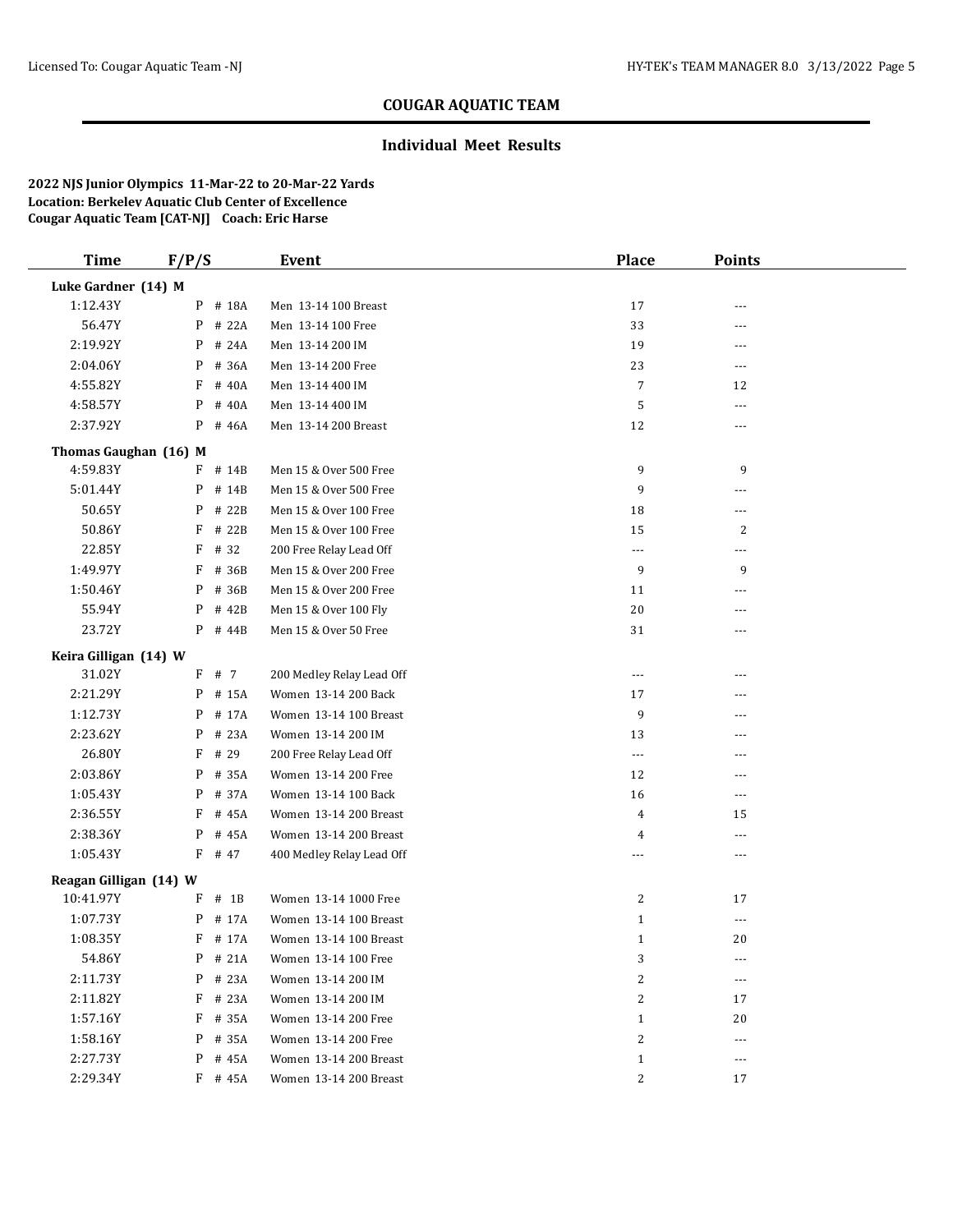# COUGAR AQUATIC TEAM

## Individual Meet Results

**2022 NJS Junior Olympics 11-Mar-22 to 20-Mar-22 Yards**
**Location: Berkeley Aquatic Club Center of Excellence**
**Cougar Aquatic Team [CAT-NJ] Coach: Eric Harse**

| Time | F/P/S | | Event | Place | Points |
|---|---|---|---|---|---|
| **Luke Gardner (14) M** | | | | | |
| 1:12.43Y | P | # 18A | Men 13-14 100 Breast | 17 | --- |
| 56.47Y | P | # 22A | Men 13-14 100 Free | 33 | --- |
| 2:19.92Y | P | # 24A | Men 13-14 200 IM | 19 | --- |
| 2:04.06Y | P | # 36A | Men 13-14 200 Free | 23 | --- |
| 4:55.82Y | F | # 40A | Men 13-14 400 IM | 7 | 12 |
| 4:58.57Y | P | # 40A | Men 13-14 400 IM | 5 | --- |
| 2:37.92Y | P | # 46A | Men 13-14 200 Breast | 12 | --- |
| **Thomas Gaughan (16) M** | | | | | |
| 4:59.83Y | F | # 14B | Men 15 & Over 500 Free | 9 | 9 |
| 5:01.44Y | P | # 14B | Men 15 & Over 500 Free | 9 | --- |
| 50.65Y | P | # 22B | Men 15 & Over 100 Free | 18 | --- |
| 50.86Y | F | # 22B | Men 15 & Over 100 Free | 15 | 2 |
| 22.85Y | F | # 32 | 200 Free Relay Lead Off | --- | --- |
| 1:49.97Y | F | # 36B | Men 15 & Over 200 Free | 9 | 9 |
| 1:50.46Y | P | # 36B | Men 15 & Over 200 Free | 11 | --- |
| 55.94Y | P | # 42B | Men 15 & Over 100 Fly | 20 | --- |
| 23.72Y | P | # 44B | Men 15 & Over 50 Free | 31 | --- |
| **Keira Gilligan (14) W** | | | | | |
| 31.02Y | F | # 7 | 200 Medley Relay Lead Off | --- | --- |
| 2:21.29Y | P | # 15A | Women 13-14 200 Back | 17 | --- |
| 1:12.73Y | P | # 17A | Women 13-14 100 Breast | 9 | --- |
| 2:23.62Y | P | # 23A | Women 13-14 200 IM | 13 | --- |
| 26.80Y | F | # 29 | 200 Free Relay Lead Off | --- | --- |
| 2:03.86Y | P | # 35A | Women 13-14 200 Free | 12 | --- |
| 1:05.43Y | P | # 37A | Women 13-14 100 Back | 16 | --- |
| 2:36.55Y | F | # 45A | Women 13-14 200 Breast | 4 | 15 |
| 2:38.36Y | P | # 45A | Women 13-14 200 Breast | 4 | --- |
| 1:05.43Y | F | # 47 | 400 Medley Relay Lead Off | --- | --- |
| **Reagan Gilligan (14) W** | | | | | |
| 10:41.97Y | F | # 1B | Women 13-14 1000 Free | 2 | 17 |
| 1:07.73Y | P | # 17A | Women 13-14 100 Breast | 1 | --- |
| 1:08.35Y | F | # 17A | Women 13-14 100 Breast | 1 | 20 |
| 54.86Y | P | # 21A | Women 13-14 100 Free | 3 | --- |
| 2:11.73Y | P | # 23A | Women 13-14 200 IM | 2 | --- |
| 2:11.82Y | F | # 23A | Women 13-14 200 IM | 2 | 17 |
| 1:57.16Y | F | # 35A | Women 13-14 200 Free | 1 | 20 |
| 1:58.16Y | P | # 35A | Women 13-14 200 Free | 2 | --- |
| 2:27.73Y | P | # 45A | Women 13-14 200 Breast | 1 | --- |
| 2:29.34Y | F | # 45A | Women 13-14 200 Breast | 2 | 17 |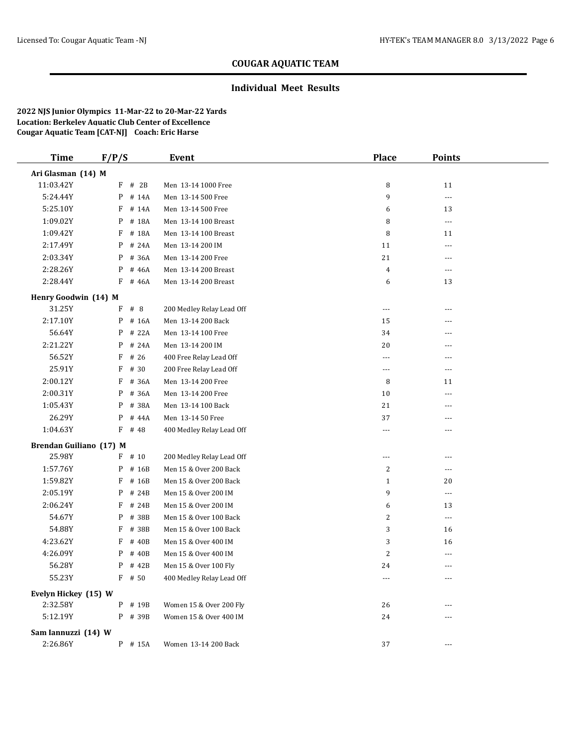# COUGAR AQUATIC TEAM

## Individual Meet Results

**2022 NJS Junior Olympics 11-Mar-22 to 20-Mar-22 Yards**
**Location: Berkeley Aquatic Club Center of Excellence**
**Cougar Aquatic Team [CAT-NJ] Coach: Eric Harse**

| Time | F/P/S | Event | Place | Points |
|---|---|---|---|---|
| **Ari Glasman (14) M** | | | | |
| 11:03.42Y | F # 2B | Men 13-14 1000 Free | 8 | 11 |
| 5:24.44Y | P # 14A | Men 13-14 500 Free | 9 | --- |
| 5:25.10Y | F # 14A | Men 13-14 500 Free | 6 | 13 |
| 1:09.02Y | P # 18A | Men 13-14 100 Breast | 8 | --- |
| 1:09.42Y | F # 18A | Men 13-14 100 Breast | 8 | 11 |
| 2:17.49Y | P # 24A | Men 13-14 200 IM | 11 | --- |
| 2:03.34Y | P # 36A | Men 13-14 200 Free | 21 | --- |
| 2:28.26Y | P # 46A | Men 13-14 200 Breast | 4 | --- |
| 2:28.44Y | F # 46A | Men 13-14 200 Breast | 6 | 13 |
| **Henry Goodwin (14) M** | | | | |
| 31.25Y | F # 8 | 200 Medley Relay Lead Off | --- | --- |
| 2:17.10Y | P # 16A | Men 13-14 200 Back | 15 | --- |
| 56.64Y | P # 22A | Men 13-14 100 Free | 34 | --- |
| 2:21.22Y | P # 24A | Men 13-14 200 IM | 20 | --- |
| 56.52Y | F # 26 | 400 Free Relay Lead Off | --- | --- |
| 25.91Y | F # 30 | 200 Free Relay Lead Off | --- | --- |
| 2:00.12Y | F # 36A | Men 13-14 200 Free | 8 | 11 |
| 2:00.31Y | P # 36A | Men 13-14 200 Free | 10 | --- |
| 1:05.43Y | P # 38A | Men 13-14 100 Back | 21 | --- |
| 26.29Y | P # 44A | Men 13-14 50 Free | 37 | --- |
| 1:04.63Y | F # 48 | 400 Medley Relay Lead Off | --- | --- |
| **Brendan Guiliano (17) M** | | | | |
| 25.98Y | F # 10 | 200 Medley Relay Lead Off | --- | --- |
| 1:57.76Y | P # 16B | Men 15 & Over 200 Back | 2 | --- |
| 1:59.82Y | F # 16B | Men 15 & Over 200 Back | 1 | 20 |
| 2:05.19Y | P # 24B | Men 15 & Over 200 IM | 9 | --- |
| 2:06.24Y | F # 24B | Men 15 & Over 200 IM | 6 | 13 |
| 54.67Y | P # 38B | Men 15 & Over 100 Back | 2 | --- |
| 54.88Y | F # 38B | Men 15 & Over 100 Back | 3 | 16 |
| 4:23.62Y | F # 40B | Men 15 & Over 400 IM | 3 | 16 |
| 4:26.09Y | P # 40B | Men 15 & Over 400 IM | 2 | --- |
| 56.28Y | P # 42B | Men 15 & Over 100 Fly | 24 | --- |
| 55.23Y | F # 50 | 400 Medley Relay Lead Off | --- | --- |
| **Evelyn Hickey (15) W** | | | | |
| 2:32.58Y | P # 19B | Women 15 & Over 200 Fly | 26 | --- |
| 5:12.19Y | P # 39B | Women 15 & Over 400 IM | 24 | --- |
| **Sam Iannuzzi (14) W** | | | | |
| 2:26.86Y | P # 15A | Women 13-14 200 Back | 37 | --- |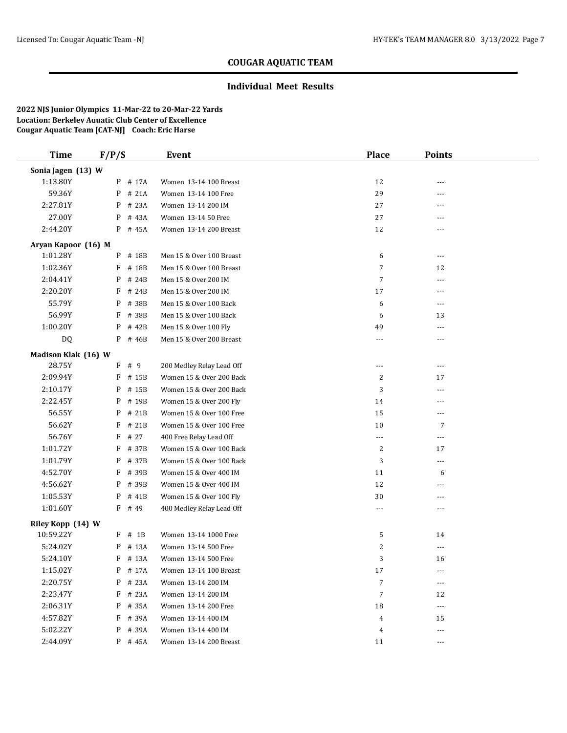## COUGAR AQUATIC TEAM

### Individual Meet Results

**2022 NJS Junior Olympics 11-Mar-22 to 20-Mar-22 Yards**
**Location: Berkeley Aquatic Club Center of Excellence**
**Cougar Aquatic Team [CAT-NJ] Coach: Eric Harse**

| Time | F/P/S | | Event | Place | Points |
|---|---|---|---|---|---|
| **Sonia Jagen (13) W** | | | | | |
| 1:13.80Y | P | # 17A | Women 13-14 100 Breast | 12 | --- |
| 59.36Y | P | # 21A | Women 13-14 100 Free | 29 | --- |
| 2:27.81Y | P | # 23A | Women 13-14 200 IM | 27 | --- |
| 27.00Y | P | # 43A | Women 13-14 50 Free | 27 | --- |
| 2:44.20Y | P | # 45A | Women 13-14 200 Breast | 12 | --- |
| **Aryan Kapoor (16) M** | | | | | |
| 1:01.28Y | P | # 18B | Men 15 & Over 100 Breast | 6 | --- |
| 1:02.36Y | F | # 18B | Men 15 & Over 100 Breast | 7 | 12 |
| 2:04.41Y | P | # 24B | Men 15 & Over 200 IM | 7 | --- |
| 2:20.20Y | F | # 24B | Men 15 & Over 200 IM | 17 | --- |
| 55.79Y | P | # 38B | Men 15 & Over 100 Back | 6 | --- |
| 56.99Y | F | # 38B | Men 15 & Over 100 Back | 6 | 13 |
| 1:00.20Y | P | # 42B | Men 15 & Over 100 Fly | 49 | --- |
| DQ | P | # 46B | Men 15 & Over 200 Breast | --- | --- |
| **Madison Klak (16) W** | | | | | |
| 28.75Y | F | # 9 | 200 Medley Relay Lead Off | --- | --- |
| 2:09.94Y | F | # 15B | Women 15 & Over 200 Back | 2 | 17 |
| 2:10.17Y | P | # 15B | Women 15 & Over 200 Back | 3 | --- |
| 2:22.45Y | P | # 19B | Women 15 & Over 200 Fly | 14 | --- |
| 56.55Y | P | # 21B | Women 15 & Over 100 Free | 15 | --- |
| 56.62Y | F | # 21B | Women 15 & Over 100 Free | 10 | 7 |
| 56.76Y | F | # 27 | 400 Free Relay Lead Off | --- | --- |
| 1:01.72Y | F | # 37B | Women 15 & Over 100 Back | 2 | 17 |
| 1:01.79Y | P | # 37B | Women 15 & Over 100 Back | 3 | --- |
| 4:52.70Y | F | # 39B | Women 15 & Over 400 IM | 11 | 6 |
| 4:56.62Y | P | # 39B | Women 15 & Over 400 IM | 12 | --- |
| 1:05.53Y | P | # 41B | Women 15 & Over 100 Fly | 30 | --- |
| 1:01.60Y | F | # 49 | 400 Medley Relay Lead Off | --- | --- |
| **Riley Kopp (14) W** | | | | | |
| 10:59.22Y | F | # 1B | Women 13-14 1000 Free | 5 | 14 |
| 5:24.02Y | P | # 13A | Women 13-14 500 Free | 2 | --- |
| 5:24.10Y | F | # 13A | Women 13-14 500 Free | 3 | 16 |
| 1:15.02Y | P | # 17A | Women 13-14 100 Breast | 17 | --- |
| 2:20.75Y | P | # 23A | Women 13-14 200 IM | 7 | --- |
| 2:23.47Y | F | # 23A | Women 13-14 200 IM | 7 | 12 |
| 2:06.31Y | P | # 35A | Women 13-14 200 Free | 18 | --- |
| 4:57.82Y | F | # 39A | Women 13-14 400 IM | 4 | 15 |
| 5:02.22Y | P | # 39A | Women 13-14 400 IM | 4 | --- |
| 2:44.09Y | P | # 45A | Women 13-14 200 Breast | 11 | --- |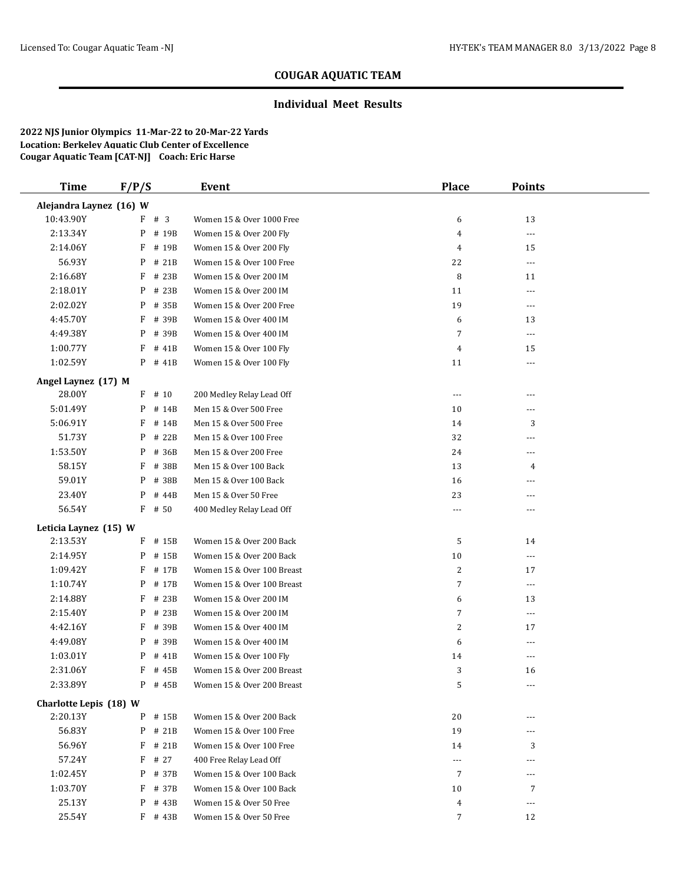# COUGAR AQUATIC TEAM

## Individual Meet Results

**2022 NJS Junior Olympics 11-Mar-22 to 20-Mar-22 Yards**
**Location: Berkeley Aquatic Club Center of Excellence**
**Cougar Aquatic Team [CAT-NJ] Coach: Eric Harse**

| Time | F/P/S | | Event | Place | Points |
|---|---|---|---|---|---|
| **Alejandra Laynez (16) W** | | | | | |
| 10:43.90Y | F | # 3 | Women 15 & Over 1000 Free | 6 | 13 |
| 2:13.34Y | P | # 19B | Women 15 & Over 200 Fly | 4 | --- |
| 2:14.06Y | F | # 19B | Women 15 & Over 200 Fly | 4 | 15 |
| 56.93Y | P | # 21B | Women 15 & Over 100 Free | 22 | --- |
| 2:16.68Y | F | # 23B | Women 15 & Over 200 IM | 8 | 11 |
| 2:18.01Y | P | # 23B | Women 15 & Over 200 IM | 11 | --- |
| 2:02.02Y | P | # 35B | Women 15 & Over 200 Free | 19 | --- |
| 4:45.70Y | F | # 39B | Women 15 & Over 400 IM | 6 | 13 |
| 4:49.38Y | P | # 39B | Women 15 & Over 400 IM | 7 | --- |
| 1:00.77Y | F | # 41B | Women 15 & Over 100 Fly | 4 | 15 |
| 1:02.59Y | P | # 41B | Women 15 & Over 100 Fly | 11 | --- |
| **Angel Laynez (17) M** | | | | | |
| 28.00Y | F | # 10 | 200 Medley Relay Lead Off | --- | --- |
| 5:01.49Y | P | # 14B | Men 15 & Over 500 Free | 10 | --- |
| 5:06.91Y | F | # 14B | Men 15 & Over 500 Free | 14 | 3 |
| 51.73Y | P | # 22B | Men 15 & Over 100 Free | 32 | --- |
| 1:53.50Y | P | # 36B | Men 15 & Over 200 Free | 24 | --- |
| 58.15Y | F | # 38B | Men 15 & Over 100 Back | 13 | 4 |
| 59.01Y | P | # 38B | Men 15 & Over 100 Back | 16 | --- |
| 23.40Y | P | # 44B | Men 15 & Over 50 Free | 23 | --- |
| 56.54Y | F | # 50 | 400 Medley Relay Lead Off | --- | --- |
| **Leticia Laynez (15) W** | | | | | |
| 2:13.53Y | F | # 15B | Women 15 & Over 200 Back | 5 | 14 |
| 2:14.95Y | P | # 15B | Women 15 & Over 200 Back | 10 | --- |
| 1:09.42Y | F | # 17B | Women 15 & Over 100 Breast | 2 | 17 |
| 1:10.74Y | P | # 17B | Women 15 & Over 100 Breast | 7 | --- |
| 2:14.88Y | F | # 23B | Women 15 & Over 200 IM | 6 | 13 |
| 2:15.40Y | P | # 23B | Women 15 & Over 200 IM | 7 | --- |
| 4:42.16Y | F | # 39B | Women 15 & Over 400 IM | 2 | 17 |
| 4:49.08Y | P | # 39B | Women 15 & Over 400 IM | 6 | --- |
| 1:03.01Y | P | # 41B | Women 15 & Over 100 Fly | 14 | --- |
| 2:31.06Y | F | # 45B | Women 15 & Over 200 Breast | 3 | 16 |
| 2:33.89Y | P | # 45B | Women 15 & Over 200 Breast | 5 | --- |
| **Charlotte Lepis (18) W** | | | | | |
| 2:20.13Y | P | # 15B | Women 15 & Over 200 Back | 20 | --- |
| 56.83Y | P | # 21B | Women 15 & Over 100 Free | 19 | --- |
| 56.96Y | F | # 21B | Women 15 & Over 100 Free | 14 | 3 |
| 57.24Y | F | # 27 | 400 Free Relay Lead Off | --- | --- |
| 1:02.45Y | P | # 37B | Women 15 & Over 100 Back | 7 | --- |
| 1:03.70Y | F | # 37B | Women 15 & Over 100 Back | 10 | 7 |
| 25.13Y | P | # 43B | Women 15 & Over 50 Free | 4 | --- |
| 25.54Y | F | # 43B | Women 15 & Over 50 Free | 7 | 12 |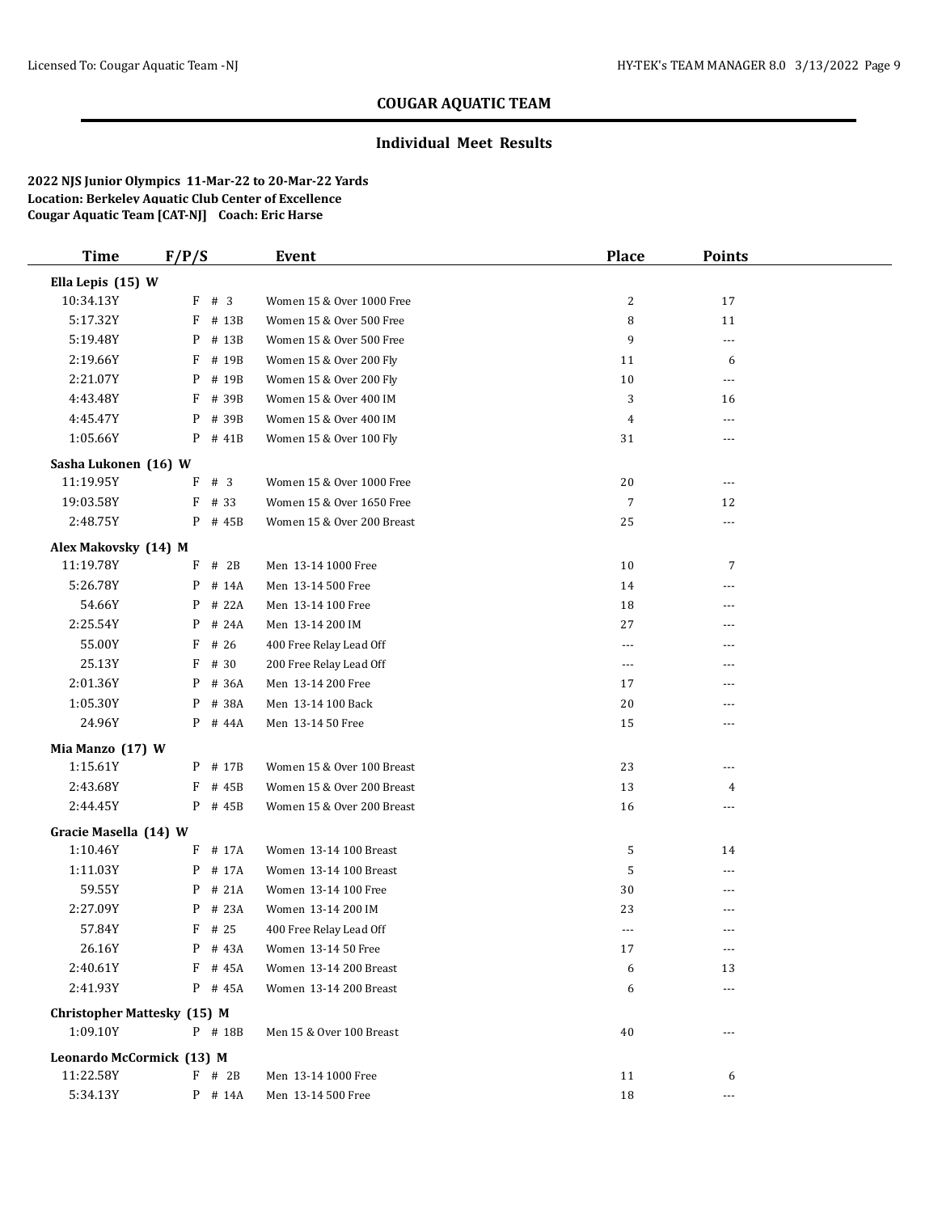## COUGAR AQUATIC TEAM

### Individual Meet Results

**2022 NJS Junior Olympics 11-Mar-22 to 20-Mar-22 Yards**
**Location: Berkeley Aquatic Club Center of Excellence**
**Cougar Aquatic Team [CAT-NJ] Coach: Eric Harse**

| Time | F/P/S | | Event | Place | Points |
|---|---|---|---|---|---|
| **Ella Lepis (15) W** | | | | | |
| 10:34.13Y | F | # 3 | Women 15 & Over 1000 Free | 2 | 17 |
| 5:17.32Y | F | # 13B | Women 15 & Over 500 Free | 8 | 11 |
| 5:19.48Y | P | # 13B | Women 15 & Over 500 Free | 9 | --- |
| 2:19.66Y | F | # 19B | Women 15 & Over 200 Fly | 11 | 6 |
| 2:21.07Y | P | # 19B | Women 15 & Over 200 Fly | 10 | --- |
| 4:43.48Y | F | # 39B | Women 15 & Over 400 IM | 3 | 16 |
| 4:45.47Y | P | # 39B | Women 15 & Over 400 IM | 4 | --- |
| 1:05.66Y | P | # 41B | Women 15 & Over 100 Fly | 31 | --- |
| **Sasha Lukonen (16) W** | | | | | |
| 11:19.95Y | F | # 3 | Women 15 & Over 1000 Free | 20 | --- |
| 19:03.58Y | F | # 33 | Women 15 & Over 1650 Free | 7 | 12 |
| 2:48.75Y | P | # 45B | Women 15 & Over 200 Breast | 25 | --- |
| **Alex Makovsky (14) M** | | | | | |
| 11:19.78Y | F | # 2B | Men 13-14 1000 Free | 10 | 7 |
| 5:26.78Y | P | # 14A | Men 13-14 500 Free | 14 | --- |
| 54.66Y | P | # 22A | Men 13-14 100 Free | 18 | --- |
| 2:25.54Y | P | # 24A | Men 13-14 200 IM | 27 | --- |
| 55.00Y | F | # 26 | 400 Free Relay Lead Off | --- | --- |
| 25.13Y | F | # 30 | 200 Free Relay Lead Off | --- | --- |
| 2:01.36Y | P | # 36A | Men 13-14 200 Free | 17 | --- |
| 1:05.30Y | P | # 38A | Men 13-14 100 Back | 20 | --- |
| 24.96Y | P | # 44A | Men 13-14 50 Free | 15 | --- |
| **Mia Manzo (17) W** | | | | | |
| 1:15.61Y | P | # 17B | Women 15 & Over 100 Breast | 23 | --- |
| 2:43.68Y | F | # 45B | Women 15 & Over 200 Breast | 13 | 4 |
| 2:44.45Y | P | # 45B | Women 15 & Over 200 Breast | 16 | --- |
| **Gracie Masella (14) W** | | | | | |
| 1:10.46Y | F | # 17A | Women 13-14 100 Breast | 5 | 14 |
| 1:11.03Y | P | # 17A | Women 13-14 100 Breast | 5 | --- |
| 59.55Y | P | # 21A | Women 13-14 100 Free | 30 | --- |
| 2:27.09Y | P | # 23A | Women 13-14 200 IM | 23 | --- |
| 57.84Y | F | # 25 | 400 Free Relay Lead Off | --- | --- |
| 26.16Y | P | # 43A | Women 13-14 50 Free | 17 | --- |
| 2:40.61Y | F | # 45A | Women 13-14 200 Breast | 6 | 13 |
| 2:41.93Y | P | # 45A | Women 13-14 200 Breast | 6 | --- |
| **Christopher Mattesky (15) M** | | | | | |
| 1:09.10Y | P | # 18B | Men 15 & Over 100 Breast | 40 | --- |
| **Leonardo McCormick (13) M** | | | | | |
| 11:22.58Y | F | # 2B | Men 13-14 1000 Free | 11 | 6 |
| 5:34.13Y | P | # 14A | Men 13-14 500 Free | 18 | --- |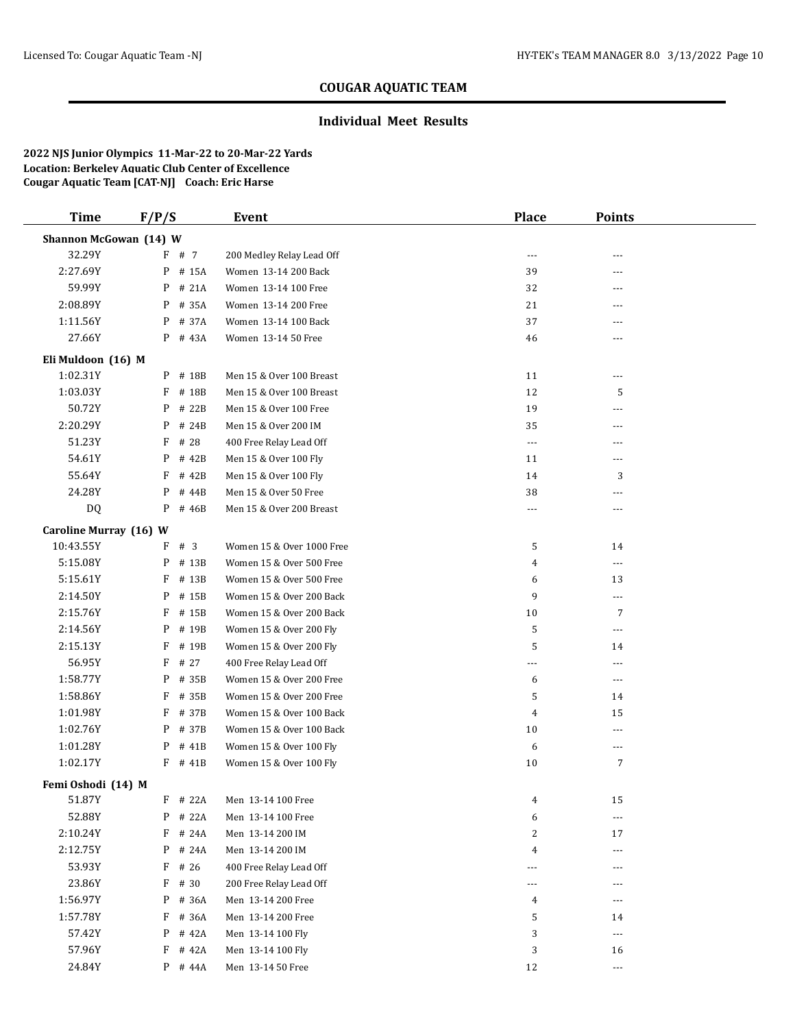## COUGAR AQUATIC TEAM

### Individual Meet Results

**2022 NJS Junior Olympics 11-Mar-22 to 20-Mar-22 Yards**
**Location: Berkeley Aquatic Club Center of Excellence**
**Cougar Aquatic Team [CAT-NJ] Coach: Eric Harse**

| Time | F/P/S | | Event | Place | Points |
|---|---|---|---|---|---|
| **Shannon McGowan (14) W** | | | | | |
| 32.29Y | F | # 7 | 200 Medley Relay Lead Off | --- | --- |
| 2:27.69Y | P | # 15A | Women 13-14 200 Back | 39 | --- |
| 59.99Y | P | # 21A | Women 13-14 100 Free | 32 | --- |
| 2:08.89Y | P | # 35A | Women 13-14 200 Free | 21 | --- |
| 1:11.56Y | P | # 37A | Women 13-14 100 Back | 37 | --- |
| 27.66Y | P | # 43A | Women 13-14 50 Free | 46 | --- |
| **Eli Muldoon (16) M** | | | | | |
| 1:02.31Y | P | # 18B | Men 15 & Over 100 Breast | 11 | --- |
| 1:03.03Y | F | # 18B | Men 15 & Over 100 Breast | 12 | 5 |
| 50.72Y | P | # 22B | Men 15 & Over 100 Free | 19 | --- |
| 2:20.29Y | P | # 24B | Men 15 & Over 200 IM | 35 | --- |
| 51.23Y | F | # 28 | 400 Free Relay Lead Off | --- | --- |
| 54.61Y | P | # 42B | Men 15 & Over 100 Fly | 11 | --- |
| 55.64Y | F | # 42B | Men 15 & Over 100 Fly | 14 | 3 |
| 24.28Y | P | # 44B | Men 15 & Over 50 Free | 38 | --- |
| DQ | P | # 46B | Men 15 & Over 200 Breast | --- | --- |
| **Caroline Murray (16) W** | | | | | |
| 10:43.55Y | F | # 3 | Women 15 & Over 1000 Free | 5 | 14 |
| 5:15.08Y | P | # 13B | Women 15 & Over 500 Free | 4 | --- |
| 5:15.61Y | F | # 13B | Women 15 & Over 500 Free | 6 | 13 |
| 2:14.50Y | P | # 15B | Women 15 & Over 200 Back | 9 | --- |
| 2:15.76Y | F | # 15B | Women 15 & Over 200 Back | 10 | 7 |
| 2:14.56Y | P | # 19B | Women 15 & Over 200 Fly | 5 | --- |
| 2:15.13Y | F | # 19B | Women 15 & Over 200 Fly | 5 | 14 |
| 56.95Y | F | # 27 | 400 Free Relay Lead Off | --- | --- |
| 1:58.77Y | P | # 35B | Women 15 & Over 200 Free | 6 | --- |
| 1:58.86Y | F | # 35B | Women 15 & Over 200 Free | 5 | 14 |
| 1:01.98Y | F | # 37B | Women 15 & Over 100 Back | 4 | 15 |
| 1:02.76Y | P | # 37B | Women 15 & Over 100 Back | 10 | --- |
| 1:01.28Y | P | # 41B | Women 15 & Over 100 Fly | 6 | --- |
| 1:02.17Y | F | # 41B | Women 15 & Over 100 Fly | 10 | 7 |
| **Femi Oshodi (14) M** | | | | | |
| 51.87Y | F | # 22A | Men 13-14 100 Free | 4 | 15 |
| 52.88Y | P | # 22A | Men 13-14 100 Free | 6 | --- |
| 2:10.24Y | F | # 24A | Men 13-14 200 IM | 2 | 17 |
| 2:12.75Y | P | # 24A | Men 13-14 200 IM | 4 | --- |
| 53.93Y | F | # 26 | 400 Free Relay Lead Off | --- | --- |
| 23.86Y | F | # 30 | 200 Free Relay Lead Off | --- | --- |
| 1:56.97Y | P | # 36A | Men 13-14 200 Free | 4 | --- |
| 1:57.78Y | F | # 36A | Men 13-14 200 Free | 5 | 14 |
| 57.42Y | P | # 42A | Men 13-14 100 Fly | 3 | --- |
| 57.96Y | F | # 42A | Men 13-14 100 Fly | 3 | 16 |
| 24.84Y | P | # 44A | Men 13-14 50 Free | 12 | --- |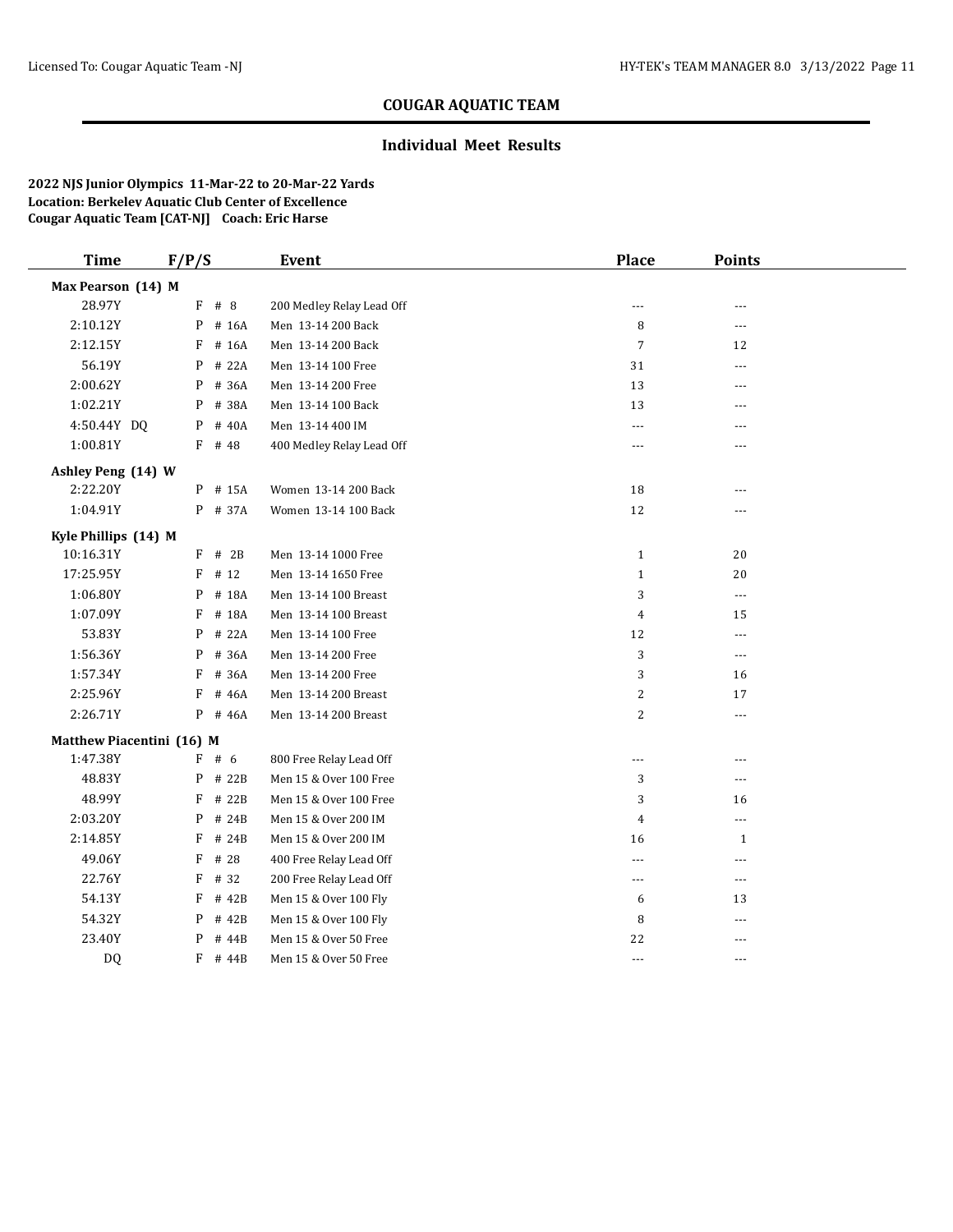## COUGAR AQUATIC TEAM

### Individual Meet Results

**2022 NJS Junior Olympics 11-Mar-22 to 20-Mar-22 Yards**
**Location: Berkeley Aquatic Club Center of Excellence**
**Cougar Aquatic Team [CAT-NJ] Coach: Eric Harse**

| Time | F/P/S | Event | Place | Points |
|---|---|---|---|---|
| **Max Pearson (14) M** | | | | |
| 28.97Y | F # 8 | 200 Medley Relay Lead Off | --- | --- |
| 2:10.12Y | P # 16A | Men 13-14 200 Back | 8 | --- |
| 2:12.15Y | F # 16A | Men 13-14 200 Back | 7 | 12 |
| 56.19Y | P # 22A | Men 13-14 100 Free | 31 | --- |
| 2:00.62Y | P # 36A | Men 13-14 200 Free | 13 | --- |
| 1:02.21Y | P # 38A | Men 13-14 100 Back | 13 | --- |
| 4:50.44Y DQ | P # 40A | Men 13-14 400 IM | --- | --- |
| 1:00.81Y | F # 48 | 400 Medley Relay Lead Off | --- | --- |
| **Ashley Peng (14) W** | | | | |
| 2:22.20Y | P # 15A | Women 13-14 200 Back | 18 | --- |
| 1:04.91Y | P # 37A | Women 13-14 100 Back | 12 | --- |
| **Kyle Phillips (14) M** | | | | |
| 10:16.31Y | F # 2B | Men 13-14 1000 Free | 1 | 20 |
| 17:25.95Y | F # 12 | Men 13-14 1650 Free | 1 | 20 |
| 1:06.80Y | P # 18A | Men 13-14 100 Breast | 3 | --- |
| 1:07.09Y | F # 18A | Men 13-14 100 Breast | 4 | 15 |
| 53.83Y | P # 22A | Men 13-14 100 Free | 12 | --- |
| 1:56.36Y | P # 36A | Men 13-14 200 Free | 3 | --- |
| 1:57.34Y | F # 36A | Men 13-14 200 Free | 3 | 16 |
| 2:25.96Y | F # 46A | Men 13-14 200 Breast | 2 | 17 |
| 2:26.71Y | P # 46A | Men 13-14 200 Breast | 2 | --- |
| **Matthew Piacentini (16) M** | | | | |
| 1:47.38Y | F # 6 | 800 Free Relay Lead Off | --- | --- |
| 48.83Y | P # 22B | Men 15 & Over 100 Free | 3 | --- |
| 48.99Y | F # 22B | Men 15 & Over 100 Free | 3 | 16 |
| 2:03.20Y | P # 24B | Men 15 & Over 200 IM | 4 | --- |
| 2:14.85Y | F # 24B | Men 15 & Over 200 IM | 16 | 1 |
| 49.06Y | F # 28 | 400 Free Relay Lead Off | --- | --- |
| 22.76Y | F # 32 | 200 Free Relay Lead Off | --- | --- |
| 54.13Y | F # 42B | Men 15 & Over 100 Fly | 6 | 13 |
| 54.32Y | P # 42B | Men 15 & Over 100 Fly | 8 | --- |
| 23.40Y | P # 44B | Men 15 & Over 50 Free | 22 | --- |
| DQ | F # 44B | Men 15 & Over 50 Free | --- | --- |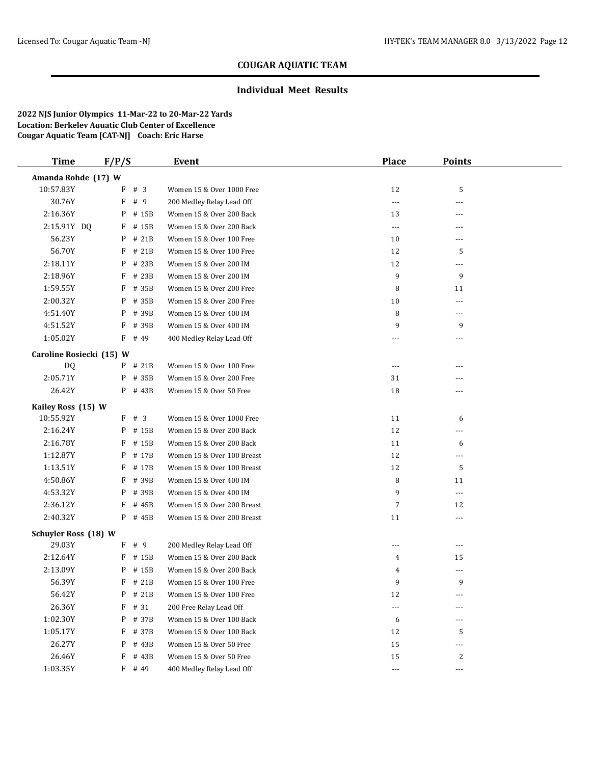## COUGAR AQUATIC TEAM

### Individual Meet Results

**2022 NJS Junior Olympics 11-Mar-22 to 20-Mar-22 Yards**
**Location: Berkeley Aquatic Club Center of Excellence**
**Cougar Aquatic Team [CAT-NJ] Coach: Eric Harse**

| Time | F/P/S | Event | Place | Points |
|---|---|---|---|---|
| **Amanda Rohde (17) W** | | | | |
| 10:57.83Y | F # 3 | Women 15 & Over 1000 Free | 12 | 5 |
| 30.76Y | F # 9 | 200 Medley Relay Lead Off | --- | --- |
| 2:16.36Y | P # 15B | Women 15 & Over 200 Back | 13 | --- |
| 2:15.91Y DQ | F # 15B | Women 15 & Over 200 Back | --- | --- |
| 56.23Y | P # 21B | Women 15 & Over 100 Free | 10 | --- |
| 56.70Y | F # 21B | Women 15 & Over 100 Free | 12 | 5 |
| 2:18.11Y | P # 23B | Women 15 & Over 200 IM | 12 | --- |
| 2:18.96Y | F # 23B | Women 15 & Over 200 IM | 9 | 9 |
| 1:59.55Y | F # 35B | Women 15 & Over 200 Free | 8 | 11 |
| 2:00.32Y | P # 35B | Women 15 & Over 200 Free | 10 | --- |
| 4:51.40Y | P # 39B | Women 15 & Over 400 IM | 8 | --- |
| 4:51.52Y | F # 39B | Women 15 & Over 400 IM | 9 | 9 |
| 1:05.02Y | F # 49 | 400 Medley Relay Lead Off | --- | --- |
| **Caroline Rosiecki (15) W** | | | | |
| DQ | P # 21B | Women 15 & Over 100 Free | --- | --- |
| 2:05.71Y | P # 35B | Women 15 & Over 200 Free | 31 | --- |
| 26.42Y | P # 43B | Women 15 & Over 50 Free | 18 | --- |
| **Kailey Ross (15) W** | | | | |
| 10:55.92Y | F # 3 | Women 15 & Over 1000 Free | 11 | 6 |
| 2:16.24Y | P # 15B | Women 15 & Over 200 Back | 12 | --- |
| 2:16.78Y | F # 15B | Women 15 & Over 200 Back | 11 | 6 |
| 1:12.87Y | P # 17B | Women 15 & Over 100 Breast | 12 | --- |
| 1:13.51Y | F # 17B | Women 15 & Over 100 Breast | 12 | 5 |
| 4:50.86Y | F # 39B | Women 15 & Over 400 IM | 8 | 11 |
| 4:53.32Y | P # 39B | Women 15 & Over 400 IM | 9 | --- |
| 2:36.12Y | F # 45B | Women 15 & Over 200 Breast | 7 | 12 |
| 2:40.32Y | P # 45B | Women 15 & Over 200 Breast | 11 | --- |
| **Schuyler Ross (18) W** | | | | |
| 29.03Y | F # 9 | 200 Medley Relay Lead Off | --- | --- |
| 2:12.64Y | F # 15B | Women 15 & Over 200 Back | 4 | 15 |
| 2:13.09Y | P # 15B | Women 15 & Over 200 Back | 4 | --- |
| 56.39Y | F # 21B | Women 15 & Over 100 Free | 9 | 9 |
| 56.42Y | P # 21B | Women 15 & Over 100 Free | 12 | --- |
| 26.36Y | F # 31 | 200 Free Relay Lead Off | --- | --- |
| 1:02.30Y | P # 37B | Women 15 & Over 100 Back | 6 | --- |
| 1:05.17Y | F # 37B | Women 15 & Over 100 Back | 12 | 5 |
| 26.27Y | P # 43B | Women 15 & Over 50 Free | 15 | --- |
| 26.46Y | F # 43B | Women 15 & Over 50 Free | 15 | 2 |
| 1:03.35Y | F # 49 | 400 Medley Relay Lead Off | --- | --- |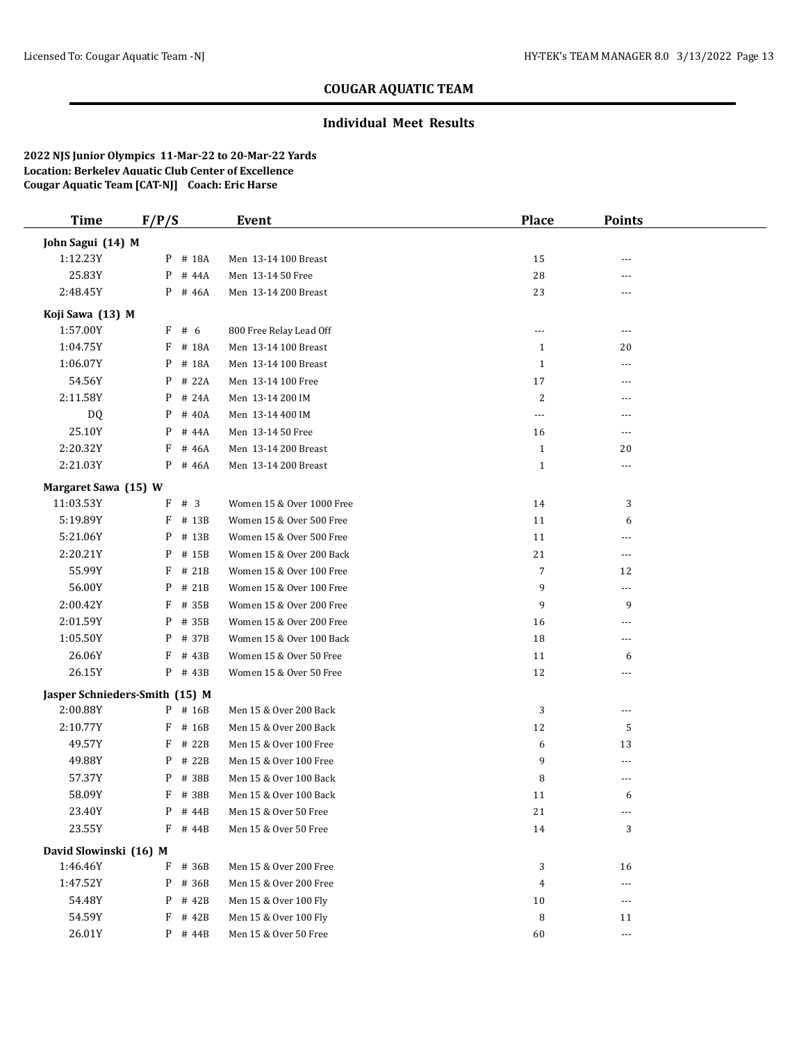# COUGAR AQUATIC TEAM

## Individual Meet Results

**2022 NJS Junior Olympics 11-Mar-22 to 20-Mar-22 Yards**
**Location: Berkeley Aquatic Club Center of Excellence**
**Cougar Aquatic Team [CAT-NJ] Coach: Eric Harse**

| Time | F/P/S | | Event | Place | Points |
|---|---|---|---|---|---|
| **John Sagui (14) M** | | | | | |
| 1:12.23Y | P | # 18A | Men 13-14 100 Breast | 15 | --- |
| 25.83Y | P | # 44A | Men 13-14 50 Free | 28 | --- |
| 2:48.45Y | P | # 46A | Men 13-14 200 Breast | 23 | --- |
| **Koji Sawa (13) M** | | | | | |
| 1:57.00Y | F | # 6 | 800 Free Relay Lead Off | --- | --- |
| 1:04.75Y | F | # 18A | Men 13-14 100 Breast | 1 | 20 |
| 1:06.07Y | P | # 18A | Men 13-14 100 Breast | 1 | --- |
| 54.56Y | P | # 22A | Men 13-14 100 Free | 17 | --- |
| 2:11.58Y | P | # 24A | Men 13-14 200 IM | 2 | --- |
| DQ | P | # 40A | Men 13-14 400 IM | --- | --- |
| 25.10Y | P | # 44A | Men 13-14 50 Free | 16 | --- |
| 2:20.32Y | F | # 46A | Men 13-14 200 Breast | 1 | 20 |
| 2:21.03Y | P | # 46A | Men 13-14 200 Breast | 1 | --- |
| **Margaret Sawa (15) W** | | | | | |
| 11:03.53Y | F | # 3 | Women 15 & Over 1000 Free | 14 | 3 |
| 5:19.89Y | F | # 13B | Women 15 & Over 500 Free | 11 | 6 |
| 5:21.06Y | P | # 13B | Women 15 & Over 500 Free | 11 | --- |
| 2:20.21Y | P | # 15B | Women 15 & Over 200 Back | 21 | --- |
| 55.99Y | F | # 21B | Women 15 & Over 100 Free | 7 | 12 |
| 56.00Y | P | # 21B | Women 15 & Over 100 Free | 9 | --- |
| 2:00.42Y | F | # 35B | Women 15 & Over 200 Free | 9 | 9 |
| 2:01.59Y | P | # 35B | Women 15 & Over 200 Free | 16 | --- |
| 1:05.50Y | P | # 37B | Women 15 & Over 100 Back | 18 | --- |
| 26.06Y | F | # 43B | Women 15 & Over 50 Free | 11 | 6 |
| 26.15Y | P | # 43B | Women 15 & Over 50 Free | 12 | --- |
| **Jasper Schnieders-Smith (15) M** | | | | | |
| 2:00.88Y | P | # 16B | Men 15 & Over 200 Back | 3 | --- |
| 2:10.77Y | F | # 16B | Men 15 & Over 200 Back | 12 | 5 |
| 49.57Y | F | # 22B | Men 15 & Over 100 Free | 6 | 13 |
| 49.88Y | P | # 22B | Men 15 & Over 100 Free | 9 | --- |
| 57.37Y | P | # 38B | Men 15 & Over 100 Back | 8 | --- |
| 58.09Y | F | # 38B | Men 15 & Over 100 Back | 11 | 6 |
| 23.40Y | P | # 44B | Men 15 & Over 50 Free | 21 | --- |
| 23.55Y | F | # 44B | Men 15 & Over 50 Free | 14 | 3 |
| **David Slowinski (16) M** | | | | | |
| 1:46.46Y | F | # 36B | Men 15 & Over 200 Free | 3 | 16 |
| 1:47.52Y | P | # 36B | Men 15 & Over 200 Free | 4 | --- |
| 54.48Y | P | # 42B | Men 15 & Over 100 Fly | 10 | --- |
| 54.59Y | F | # 42B | Men 15 & Over 100 Fly | 8 | 11 |
| 26.01Y | P | # 44B | Men 15 & Over 50 Free | 60 | --- |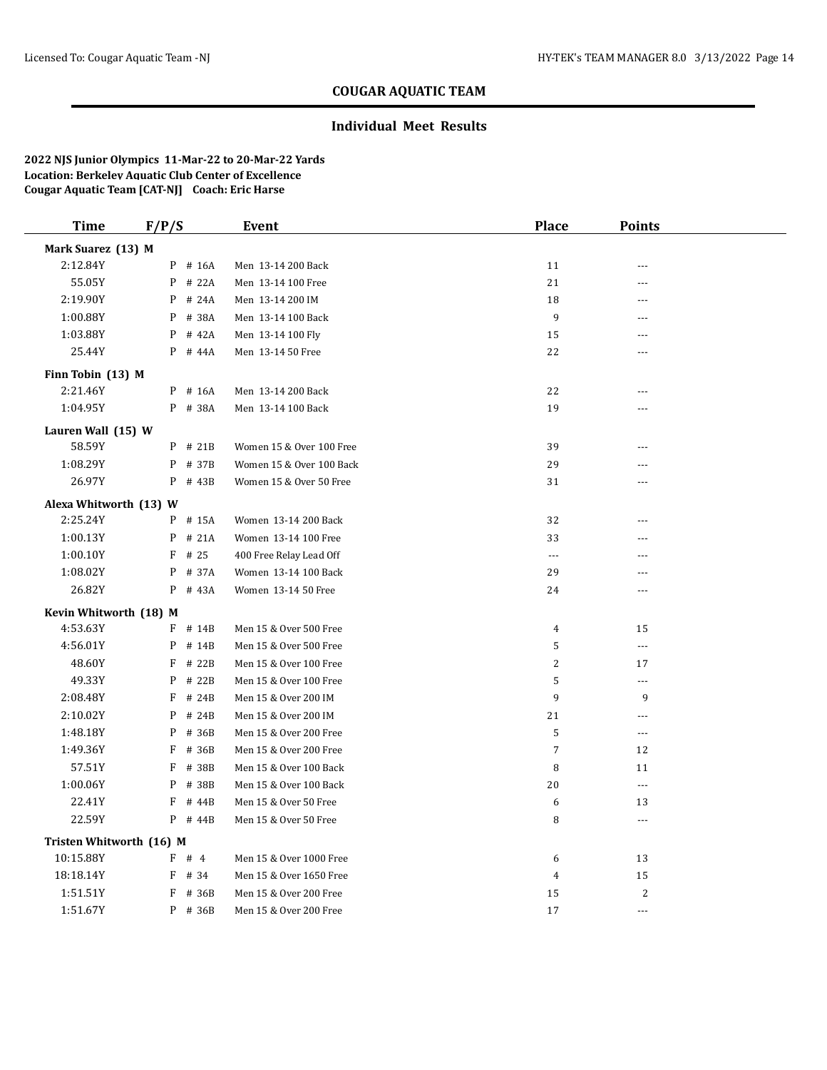## COUGAR AQUATIC TEAM

### Individual Meet Results

**2022 NJS Junior Olympics 11-Mar-22 to 20-Mar-22 Yards**
**Location: Berkeley Aquatic Club Center of Excellence**
**Cougar Aquatic Team [CAT-NJ] Coach: Eric Harse**

| Time | F/P/S | | Event | Place | Points |
|---|---|---|---|---|---|
| **Mark Suarez (13) M** | | | | | |
| 2:12.84Y | P | # 16A | Men 13-14 200 Back | 11 | --- |
| 55.05Y | P | # 22A | Men 13-14 100 Free | 21 | --- |
| 2:19.90Y | P | # 24A | Men 13-14 200 IM | 18 | --- |
| 1:00.88Y | P | # 38A | Men 13-14 100 Back | 9 | --- |
| 1:03.88Y | P | # 42A | Men 13-14 100 Fly | 15 | --- |
| 25.44Y | P | # 44A | Men 13-14 50 Free | 22 | --- |
| **Finn Tobin (13) M** | | | | | |
| 2:21.46Y | P | # 16A | Men 13-14 200 Back | 22 | --- |
| 1:04.95Y | P | # 38A | Men 13-14 100 Back | 19 | --- |
| **Lauren Wall (15) W** | | | | | |
| 58.59Y | P | # 21B | Women 15 & Over 100 Free | 39 | --- |
| 1:08.29Y | P | # 37B | Women 15 & Over 100 Back | 29 | --- |
| 26.97Y | P | # 43B | Women 15 & Over 50 Free | 31 | --- |
| **Alexa Whitworth (13) W** | | | | | |
| 2:25.24Y | P | # 15A | Women 13-14 200 Back | 32 | --- |
| 1:00.13Y | P | # 21A | Women 13-14 100 Free | 33 | --- |
| 1:00.10Y | F | # 25 | 400 Free Relay Lead Off | --- | --- |
| 1:08.02Y | P | # 37A | Women 13-14 100 Back | 29 | --- |
| 26.82Y | P | # 43A | Women 13-14 50 Free | 24 | --- |
| **Kevin Whitworth (18) M** | | | | | |
| 4:53.63Y | F | # 14B | Men 15 & Over 500 Free | 4 | 15 |
| 4:56.01Y | P | # 14B | Men 15 & Over 500 Free | 5 | --- |
| 48.60Y | F | # 22B | Men 15 & Over 100 Free | 2 | 17 |
| 49.33Y | P | # 22B | Men 15 & Over 100 Free | 5 | --- |
| 2:08.48Y | F | # 24B | Men 15 & Over 200 IM | 9 | 9 |
| 2:10.02Y | P | # 24B | Men 15 & Over 200 IM | 21 | --- |
| 1:48.18Y | P | # 36B | Men 15 & Over 200 Free | 5 | --- |
| 1:49.36Y | F | # 36B | Men 15 & Over 200 Free | 7 | 12 |
| 57.51Y | F | # 38B | Men 15 & Over 100 Back | 8 | 11 |
| 1:00.06Y | P | # 38B | Men 15 & Over 100 Back | 20 | --- |
| 22.41Y | F | # 44B | Men 15 & Over 50 Free | 6 | 13 |
| 22.59Y | P | # 44B | Men 15 & Over 50 Free | 8 | --- |
| **Tristen Whitworth (16) M** | | | | | |
| 10:15.88Y | F | # 4 | Men 15 & Over 1000 Free | 6 | 13 |
| 18:18.14Y | F | # 34 | Men 15 & Over 1650 Free | 4 | 15 |
| 1:51.51Y | F | # 36B | Men 15 & Over 200 Free | 15 | 2 |
| 1:51.67Y | P | # 36B | Men 15 & Over 200 Free | 17 | --- |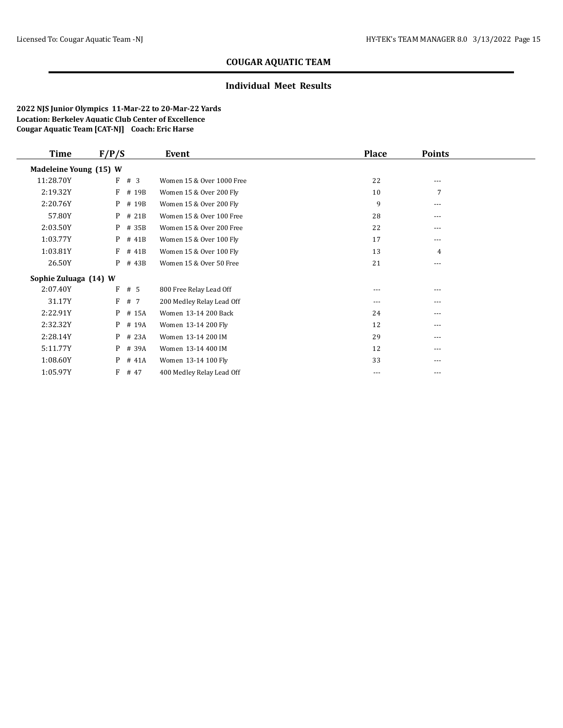## COUGAR AQUATIC TEAM

### Individual Meet Results

**2022 NJS Junior Olympics 11-Mar-22 to 20-Mar-22 Yards**
**Location: Berkeley Aquatic Club Center of Excellence**
**Cougar Aquatic Team [CAT-NJ] Coach: Eric Harse**

| Time | F/P/S | | Event | Place | Points |
|---|---|---|---|---|---|
| **Madeleine Young (15) W** | | | | | |
| 11:28.70Y | F | # 3 | Women 15 & Over 1000 Free | 22 | --- |
| 2:19.32Y | F | # 19B | Women 15 & Over 200 Fly | 10 | 7 |
| 2:20.76Y | P | # 19B | Women 15 & Over 200 Fly | 9 | --- |
| 57.80Y | P | # 21B | Women 15 & Over 100 Free | 28 | --- |
| 2:03.50Y | P | # 35B | Women 15 & Over 200 Free | 22 | --- |
| 1:03.77Y | P | # 41B | Women 15 & Over 100 Fly | 17 | --- |
| 1:03.81Y | F | # 41B | Women 15 & Over 100 Fly | 13 | 4 |
| 26.50Y | P | # 43B | Women 15 & Over 50 Free | 21 | --- |
| **Sophie Zuluaga (14) W** | | | | | |
| 2:07.40Y | F | # 5 | 800 Free Relay Lead Off | --- | --- |
| 31.17Y | F | # 7 | 200 Medley Relay Lead Off | --- | --- |
| 2:22.91Y | P | # 15A | Women 13-14 200 Back | 24 | --- |
| 2:32.32Y | P | # 19A | Women 13-14 200 Fly | 12 | --- |
| 2:28.14Y | P | # 23A | Women 13-14 200 IM | 29 | --- |
| 5:11.77Y | P | # 39A | Women 13-14 400 IM | 12 | --- |
| 1:08.60Y | P | # 41A | Women 13-14 100 Fly | 33 | --- |
| 1:05.97Y | F | # 47 | 400 Medley Relay Lead Off | --- | --- |